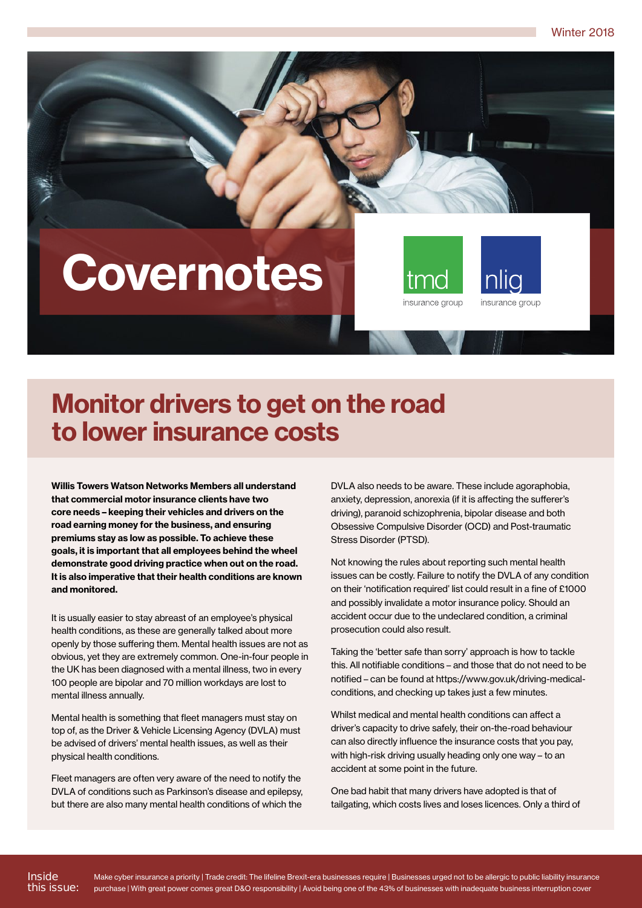Winter 2018

# Covernotes

tmd insurance group

nlig insurance group

## Monitor drivers to get on the road to lower insurance costs

**Willis Towers Watson Networks Members all understand that commercial motor insurance clients have two core needs – keeping their vehicles and drivers on the road earning money for the business, and ensuring premiums stay as low as possible. To achieve these goals, it is important that all employees behind the wheel demonstrate good driving practice when out on the road. It is also imperative that their health conditions are known and monitored.**

It is usually easier to stay abreast of an employee's physical health conditions, as these are generally talked about more openly by those suffering them. Mental health issues are not as obvious, yet they are extremely common. One-in-four people in the UK has been diagnosed with a mental illness, two in every 100 people are bipolar and 70 million workdays are lost to mental illness annually.

Mental health is something that fleet managers must stay on top of, as the Driver & Vehicle Licensing Agency (DVLA) must be advised of drivers' mental health issues, as well as their physical health conditions.

Fleet managers are often very aware of the need to notify the DVLA of conditions such as Parkinson's disease and epilepsy, but there are also many mental health conditions of which the DVLA also needs to be aware. These include agoraphobia, anxiety, depression, anorexia (if it is affecting the sufferer's driving), paranoid schizophrenia, bipolar disease and both Obsessive Compulsive Disorder (OCD) and Post-traumatic Stress Disorder (PTSD).

Not knowing the rules about reporting such mental health issues can be costly. Failure to notify the DVLA of any condition on their 'notification required' list could result in a fine of £1000 and possibly invalidate a motor insurance policy. Should an accident occur due to the undeclared condition, a criminal prosecution could also result.

Taking the 'better safe than sorry' approach is how to tackle this. All notifiable conditions – and those that do not need to be notified – can be found at https://www.gov.uk/driving-medical-conditions, and checking up takes just a few minutes.

Whilst medical and mental health conditions can affect a driver's capacity to drive safely, their on-the-road behaviour can also directly influence the insurance costs that you pay, with high-risk driving usually heading only one way – to an accident at some point in the future.

One bad habit that many drivers have adopted is that of tailgating, which costs lives and loses licences. Only a third of

Inside this issue: Make cyber insurance a priority | Trade credit: The lifeline Brexit-era businesses require | Businesses urged not to be allergic to public liability insurance purchase | With great power comes great D&O responsibility | Avoid being one of the 43% of businesses with inadequate business interruption cover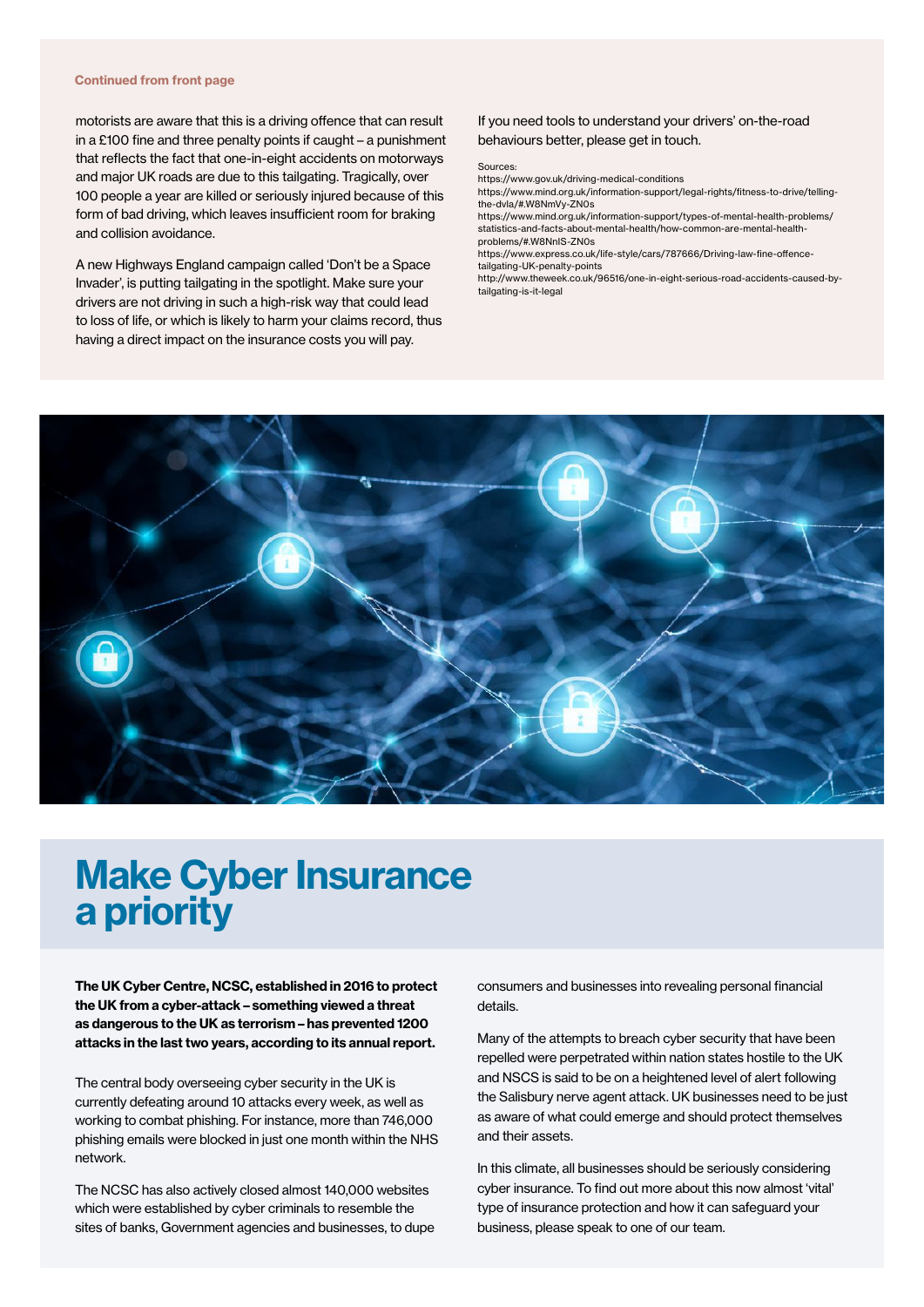**Continued from front page**

motorists are aware that this is a driving offence that can result in a £100 fine and three penalty points if caught – a punishment that reflects the fact that one-in-eight accidents on motorways and major UK roads are due to this tailgating. Tragically, over 100 people a year are killed or seriously injured because of this form of bad driving, which leaves insufficient room for braking and collision avoidance.

A new Highways England campaign called 'Don't be a Space Invader', is putting tailgating in the spotlight. Make sure your drivers are not driving in such a high-risk way that could lead to loss of life, or which is likely to harm your claims record, thus having a direct impact on the insurance costs you will pay.

If you need tools to understand your drivers' on-the-road behaviours better, please get in touch.

Sources:
https://www.gov.uk/driving-medical-conditions
https://www.mind.org.uk/information-support/legal-rights/fitness-to-drive/telling-the-dvla/#.W8NmVy-ZNOs
https://www.mind.org.uk/information-support/types-of-mental-health-problems/statistics-and-facts-about-mental-health/how-common-are-mental-health-problems/#.W8NnIS-ZNOs
https://www.express.co.uk/life-style/cars/787666/Driving-law-fine-offence-tailgating-UK-penalty-points
http://www.theweek.co.uk/96516/one-in-eight-serious-road-accidents-caused-by-tailgating-is-it-legal

# Make Cyber Insurance a priority

**The UK Cyber Centre, NCSC, established in 2016 to protect the UK from a cyber-attack – something viewed a threat as dangerous to the UK as terrorism – has prevented 1200 attacks in the last two years, according to its annual report.**

The central body overseeing cyber security in the UK is currently defeating around 10 attacks every week, as well as working to combat phishing. For instance, more than 746,000 phishing emails were blocked in just one month within the NHS network.

The NCSC has also actively closed almost 140,000 websites which were established by cyber criminals to resemble the sites of banks, Government agencies and businesses, to dupe consumers and businesses into revealing personal financial details.

Many of the attempts to breach cyber security that have been repelled were perpetrated within nation states hostile to the UK and NSCS is said to be on a heightened level of alert following the Salisbury nerve agent attack. UK businesses need to be just as aware of what could emerge and should protect themselves and their assets.

In this climate, all businesses should be seriously considering cyber insurance. To find out more about this now almost 'vital' type of insurance protection and how it can safeguard your business, please speak to one of our team.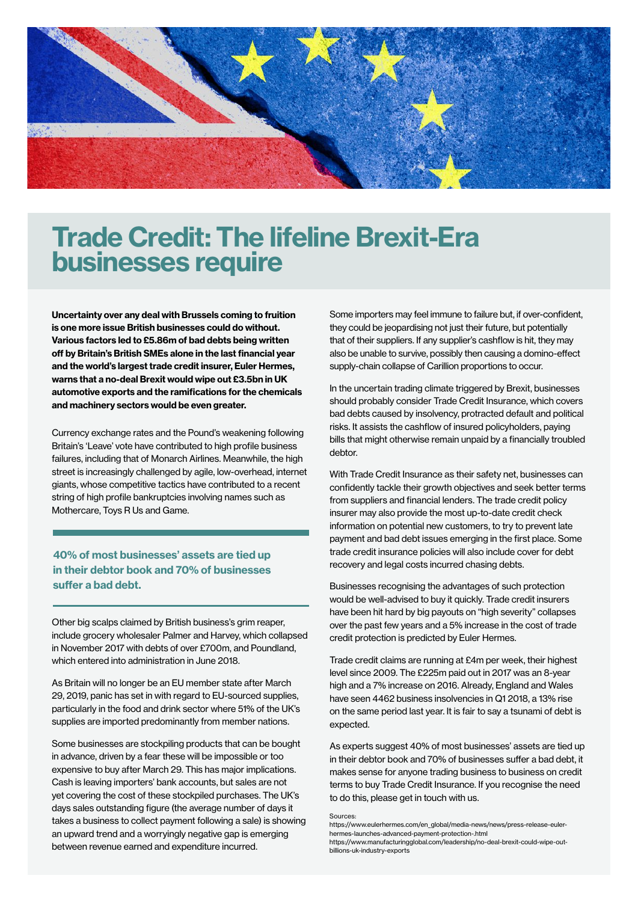# Trade Credit: The lifeline Brexit-Era businesses require

**Uncertainty over any deal with Brussels coming to fruition is one more issue British businesses could do without. Various factors led to £5.86m of bad debts being written off by Britain's British SMEs alone in the last financial year and the world's largest trade credit insurer, Euler Hermes, warns that a no-deal Brexit would wipe out £3.5bn in UK automotive exports and the ramifications for the chemicals and machinery sectors would be even greater.**

Currency exchange rates and the Pound's weakening following Britain's 'Leave' vote have contributed to high profile business failures, including that of Monarch Airlines. Meanwhile, the high street is increasingly challenged by agile, low-overhead, internet giants, whose competitive tactics have contributed to a recent string of high profile bankruptcies involving names such as Mothercare, Toys R Us and Game.

**40% of most businesses' assets are tied up in their debtor book and 70% of businesses suffer a bad debt.**

Other big scalps claimed by British business's grim reaper, include grocery wholesaler Palmer and Harvey, which collapsed in November 2017 with debts of over £700m, and Poundland, which entered into administration in June 2018.

As Britain will no longer be an EU member state after March 29, 2019, panic has set in with regard to EU-sourced supplies, particularly in the food and drink sector where 51% of the UK's supplies are imported predominantly from member nations.

Some businesses are stockpiling products that can be bought in advance, driven by a fear these will be impossible or too expensive to buy after March 29. This has major implications. Cash is leaving importers' bank accounts, but sales are not yet covering the cost of these stockpiled purchases. The UK's days sales outstanding figure (the average number of days it takes a business to collect payment following a sale) is showing an upward trend and a worryingly negative gap is emerging between revenue earned and expenditure incurred.

Some importers may feel immune to failure but, if over-confident, they could be jeopardising not just their future, but potentially that of their suppliers. If any supplier's cashflow is hit, they may also be unable to survive, possibly then causing a domino-effect supply-chain collapse of Carillion proportions to occur.

In the uncertain trading climate triggered by Brexit, businesses should probably consider Trade Credit Insurance, which covers bad debts caused by insolvency, protracted default and political risks. It assists the cashflow of insured policyholders, paying bills that might otherwise remain unpaid by a financially troubled debtor.

With Trade Credit Insurance as their safety net, businesses can confidently tackle their growth objectives and seek better terms from suppliers and financial lenders. The trade credit policy insurer may also provide the most up-to-date credit check information on potential new customers, to try to prevent late payment and bad debt issues emerging in the first place. Some trade credit insurance policies will also include cover for debt recovery and legal costs incurred chasing debts.

Businesses recognising the advantages of such protection would be well-advised to buy it quickly. Trade credit insurers have been hit hard by big payouts on "high severity" collapses over the past few years and a 5% increase in the cost of trade credit protection is predicted by Euler Hermes.

Trade credit claims are running at £4m per week, their highest level since 2009. The £225m paid out in 2017 was an 8-year high and a 7% increase on 2016. Already, England and Wales have seen 4462 business insolvencies in Q1 2018, a 13% rise on the same period last year. It is fair to say a tsunami of debt is expected.

As experts suggest 40% of most businesses' assets are tied up in their debtor book and 70% of businesses suffer a bad debt, it makes sense for anyone trading business to business on credit terms to buy Trade Credit Insurance. If you recognise the need to do this, please get in touch with us.

Sources:
https://www.eulerhermes.com/en_global/media-news/news/press-release-euler-hermes-launches-advanced-payment-protection-.html
https://www.manufacturingglobal.com/leadership/no-deal-brexit-could-wipe-out-billions-uk-industry-exports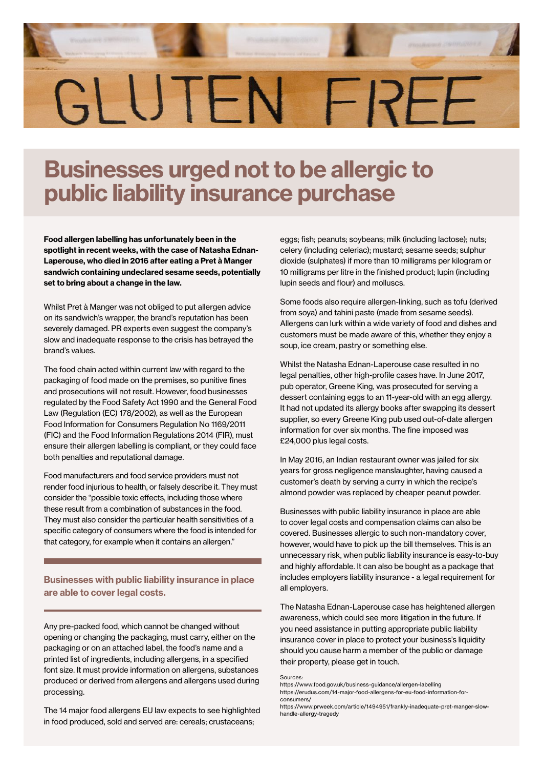# Businesses urged not to be allergic to public liability insurance purchase

**Food allergen labelling has unfortunately been in the spotlight in recent weeks, with the case of Natasha Ednan-Laperouse, who died in 2016 after eating a Pret à Manger sandwich containing undeclared sesame seeds, potentially set to bring about a change in the law.**

Whilst Pret à Manger was not obliged to put allergen advice on its sandwich's wrapper, the brand's reputation has been severely damaged. PR experts even suggest the company's slow and inadequate response to the crisis has betrayed the brand's values.

The food chain acted within current law with regard to the packaging of food made on the premises, so punitive fines and prosecutions will not result. However, food businesses regulated by the Food Safety Act 1990 and the General Food Law (Regulation (EC) 178/2002), as well as the European Food Information for Consumers Regulation No 1169/2011 (FIC) and the Food Information Regulations 2014 (FIR), must ensure their allergen labelling is compliant, or they could face both penalties and reputational damage.

Food manufacturers and food service providers must not render food injurious to health, or falsely describe it. They must consider the "possible toxic effects, including those where these result from a combination of substances in the food. They must also consider the particular health sensitivities of a specific category of consumers where the food is intended for that category, for example when it contains an allergen."

> **Businesses with public liability insurance in place are able to cover legal costs.**

Any pre-packed food, which cannot be changed without opening or changing the packaging, must carry, either on the packaging or on an attached label, the food's name and a printed list of ingredients, including allergens, in a specified font size. It must provide information on allergens, substances produced or derived from allergens and allergens used during processing.

The 14 major food allergens EU law expects to see highlighted in food produced, sold and served are: cereals; crustaceans; eggs; fish; peanuts; soybeans; milk (including lactose); nuts; celery (including celeriac); mustard; sesame seeds; sulphur dioxide (sulphates) if more than 10 milligrams per kilogram or 10 milligrams per litre in the finished product; lupin (including lupin seeds and flour) and molluscs.

Some foods also require allergen-linking, such as tofu (derived from soya) and tahini paste (made from sesame seeds). Allergens can lurk within a wide variety of food and dishes and customers must be made aware of this, whether they enjoy a soup, ice cream, pastry or something else.

Whilst the Natasha Ednan-Laperouse case resulted in no legal penalties, other high-profile cases have. In June 2017, pub operator, Greene King, was prosecuted for serving a dessert containing eggs to an 11-year-old with an egg allergy. It had not updated its allergy books after swapping its dessert supplier, so every Greene King pub used out-of-date allergen information for over six months. The fine imposed was £24,000 plus legal costs.

In May 2016, an Indian restaurant owner was jailed for six years for gross negligence manslaughter, having caused a customer's death by serving a curry in which the recipe's almond powder was replaced by cheaper peanut powder.

Businesses with public liability insurance in place are able to cover legal costs and compensation claims can also be covered. Businesses allergic to such non-mandatory cover, however, would have to pick up the bill themselves. This is an unnecessary risk, when public liability insurance is easy-to-buy and highly affordable. It can also be bought as a package that includes employers liability insurance - a legal requirement for all employers.

The Natasha Ednan-Laperouse case has heightened allergen awareness, which could see more litigation in the future. If you need assistance in putting appropriate public liability insurance cover in place to protect your business's liquidity should you cause harm a member of the public or damage their property, please get in touch.

Sources:
https://www.food.gov.uk/business-guidance/allergen-labelling
https://erudus.com/14-major-food-allergens-for-eu-food-information-for-consumers/
https://www.prweek.com/article/1494951/frankly-inadequate-pret-manger-slow-handle-allergy-tragedy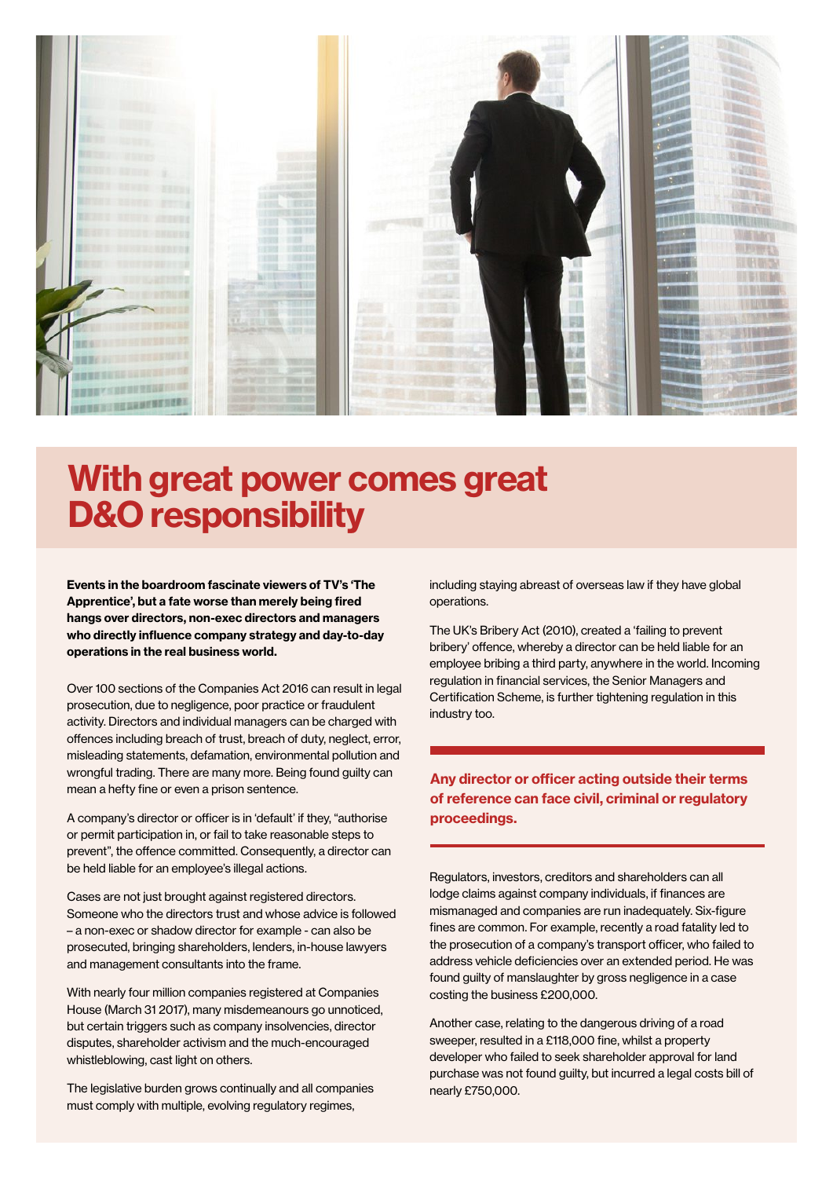# With great power comes great D&O responsibility

**Events in the boardroom fascinate viewers of TV's 'The Apprentice', but a fate worse than merely being fired hangs over directors, non-exec directors and managers who directly influence company strategy and day-to-day operations in the real business world.**

Over 100 sections of the Companies Act 2016 can result in legal prosecution, due to negligence, poor practice or fraudulent activity. Directors and individual managers can be charged with offences including breach of trust, breach of duty, neglect, error, misleading statements, defamation, environmental pollution and wrongful trading. There are many more. Being found guilty can mean a hefty fine or even a prison sentence.

A company's director or officer is in 'default' if they, "authorise or permit participation in, or fail to take reasonable steps to prevent", the offence committed. Consequently, a director can be held liable for an employee's illegal actions.

Cases are not just brought against registered directors. Someone who the directors trust and whose advice is followed – a non-exec or shadow director for example - can also be prosecuted, bringing shareholders, lenders, in-house lawyers and management consultants into the frame.

With nearly four million companies registered at Companies House (March 31 2017), many misdemeanours go unnoticed, but certain triggers such as company insolvencies, director disputes, shareholder activism and the much-encouraged whistleblowing, cast light on others.

The legislative burden grows continually and all companies must comply with multiple, evolving regulatory regimes, including staying abreast of overseas law if they have global operations.

The UK's Bribery Act (2010), created a 'failing to prevent bribery' offence, whereby a director can be held liable for an employee bribing a third party, anywhere in the world. Incoming regulation in financial services, the Senior Managers and Certification Scheme, is further tightening regulation in this industry too.

**Any director or officer acting outside their terms of reference can face civil, criminal or regulatory proceedings.**

Regulators, investors, creditors and shareholders can all lodge claims against company individuals, if finances are mismanaged and companies are run inadequately. Six-figure fines are common. For example, recently a road fatality led to the prosecution of a company's transport officer, who failed to address vehicle deficiencies over an extended period. He was found guilty of manslaughter by gross negligence in a case costing the business £200,000.

Another case, relating to the dangerous driving of a road sweeper, resulted in a £118,000 fine, whilst a property developer who failed to seek shareholder approval for land purchase was not found guilty, but incurred a legal costs bill of nearly £750,000.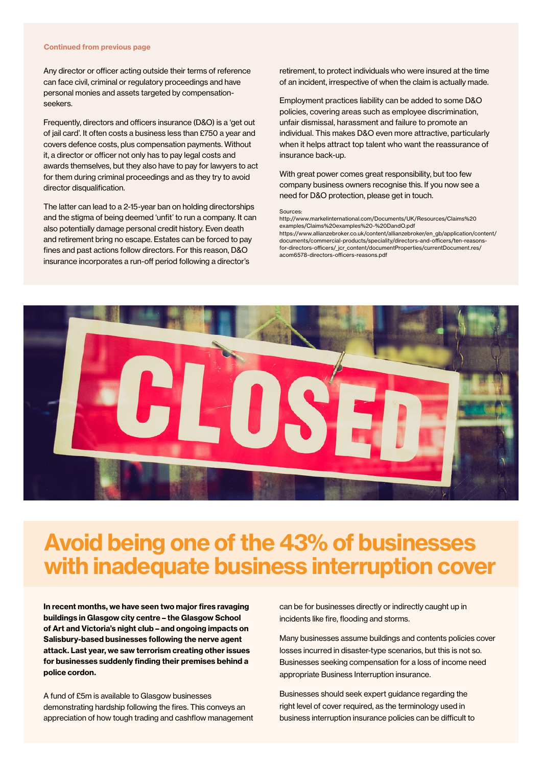**Continued from previous page**

Any director or officer acting outside their terms of reference can face civil, criminal or regulatory proceedings and have personal monies and assets targeted by compensation-seekers.

Frequently, directors and officers insurance (D&O) is a 'get out of jail card'. It often costs a business less than £750 a year and covers defence costs, plus compensation payments. Without it, a director or officer not only has to pay legal costs and awards themselves, but they also have to pay for lawyers to act for them during criminal proceedings and as they try to avoid director disqualification.

The latter can lead to a 2-15-year ban on holding directorships and the stigma of being deemed 'unfit' to run a company. It can also potentially damage personal credit history. Even death and retirement bring no escape. Estates can be forced to pay fines and past actions follow directors. For this reason, D&O insurance incorporates a run-off period following a director's retirement, to protect individuals who were insured at the time of an incident, irrespective of when the claim is actually made.

Employment practices liability can be added to some D&O policies, covering areas such as employee discrimination, unfair dismissal, harassment and failure to promote an individual. This makes D&O even more attractive, particularly when it helps attract top talent who want the reassurance of insurance back-up.

With great power comes great responsibility, but too few company business owners recognise this. If you now see a need for D&O protection, please get in touch.

Sources:
http://www.markelinternational.com/Documents/UK/Resources/Claims%20examples/Claims%20examples%20-%20DandO.pdf
https://www.allianzebroker.co.uk/content/allianzebroker/en_gb/application/content/documents/commercial-products/speciality/directors-and-officers/ten-reasons-for-directors-officers/_jcr_content/documentProperties/currentDocument.res/acom6578-directors-officers-reasons.pdf

# Avoid being one of the 43% of businesses with inadequate business interruption cover

**In recent months, we have seen two major fires ravaging buildings in Glasgow city centre – the Glasgow School of Art and Victoria's night club – and ongoing impacts on Salisbury-based businesses following the nerve agent attack. Last year, we saw terrorism creating other issues for businesses suddenly finding their premises behind a police cordon.**

A fund of £5m is available to Glasgow businesses demonstrating hardship following the fires. This conveys an appreciation of how tough trading and cashflow management can be for businesses directly or indirectly caught up in incidents like fire, flooding and storms.

Many businesses assume buildings and contents policies cover losses incurred in disaster-type scenarios, but this is not so. Businesses seeking compensation for a loss of income need appropriate Business Interruption insurance.

Businesses should seek expert guidance regarding the right level of cover required, as the terminology used in business interruption insurance policies can be difficult to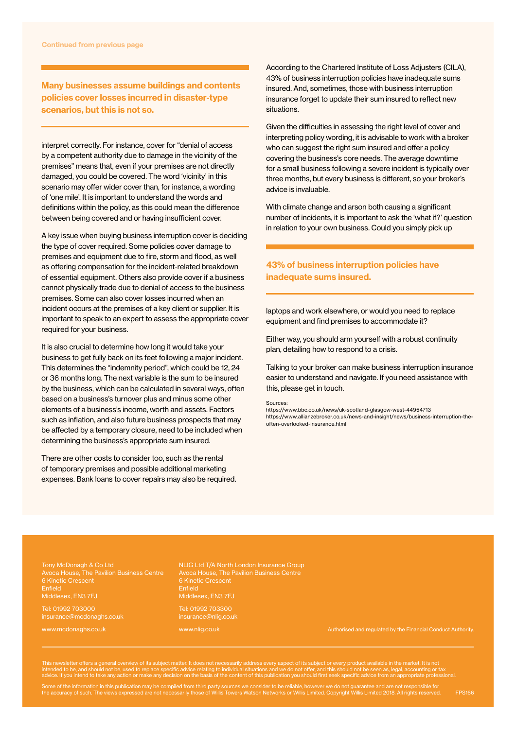Continued from previous page

**Many businesses assume buildings and contents policies cover losses incurred in disaster-type scenarios, but this is not so.**

interpret correctly. For instance, cover for "denial of access by a competent authority due to damage in the vicinity of the premises" means that, even if your premises are not directly damaged, you could be covered. The word 'vicinity' in this scenario may offer wider cover than, for instance, a wording of 'one mile'. It is important to understand the words and definitions within the policy, as this could mean the difference between being covered and or having insufficient cover.

A key issue when buying business interruption cover is deciding the type of cover required. Some policies cover damage to premises and equipment due to fire, storm and flood, as well as offering compensation for the incident-related breakdown of essential equipment. Others also provide cover if a business cannot physically trade due to denial of access to the business premises. Some can also cover losses incurred when an incident occurs at the premises of a key client or supplier. It is important to speak to an expert to assess the appropriate cover required for your business.

It is also crucial to determine how long it would take your business to get fully back on its feet following a major incident. This determines the "indemnity period", which could be 12, 24 or 36 months long. The next variable is the sum to be insured by the business, which can be calculated in several ways, often based on a business's turnover plus and minus some other elements of a business's income, worth and assets. Factors such as inflation, and also future business prospects that may be affected by a temporary closure, need to be included when determining the business's appropriate sum insured.

There are other costs to consider too, such as the rental of temporary premises and possible additional marketing expenses. Bank loans to cover repairs may also be required.

According to the Chartered Institute of Loss Adjusters (CILA), 43% of business interruption policies have inadequate sums insured. And, sometimes, those with business interruption insurance forget to update their sum insured to reflect new situations.

Given the difficulties in assessing the right level of cover and interpreting policy wording, it is advisable to work with a broker who can suggest the right sum insured and offer a policy covering the business's core needs. The average downtime for a small business following a severe incident is typically over three months, but every business is different, so your broker's advice is invaluable.

With climate change and arson both causing a significant number of incidents, it is important to ask the 'what if?' question in relation to your own business. Could you simply pick up laptops and work elsewhere, or would you need to replace equipment and find premises to accommodate it?

**43% of business interruption policies have inadequate sums insured.**

Either way, you should arm yourself with a robust continuity plan, detailing how to respond to a crisis.

Talking to your broker can make business interruption insurance easier to understand and navigate. If you need assistance with this, please get in touch.

Sources:
https://www.bbc.co.uk/news/uk-scotland-glasgow-west-44954713
https://www.allianzebroker.co.uk/news-and-insight/news/business-interruption-the-often-overlooked-insurance.html

Tony McDonagh & Co Ltd
Avoca House, The Pavilion Business Centre
6 Kinetic Crescent
Enfield
Middlesex, EN3 7FJ

Tel: 01992 703000
insurance@mcdonaghs.co.uk

www.mcdonaghs.co.uk

NLIG Ltd T/A North London Insurance Group
Avoca House, The Pavilion Business Centre
6 Kinetic Crescent
Enfield
Middlesex, EN3 7FJ

Tel: 01992 703300
insurance@nlig.co.uk

www.nlig.co.uk

Authorised and regulated by the Financial Conduct Authority.

This newsletter offers a general overview of its subject matter. It does not necessarily address every aspect of its subject or every product available in the market. It is not intended to be, and should not be, used to replace specific advice relating to individual situations and we do not offer, and this should not be seen as, legal, accounting or tax advice. If you intend to take any action or make any decision on the basis of the content of this publication you should first seek specific advice from an appropriate professional.

Some of the information in this publication may be compiled from third party sources we consider to be reliable, however we do not guarantee and are not responsible for the accuracy of such. The views expressed are not necessarily those of Willis Towers Watson Networks or Willis Limited. Copyright Willis Limited 2018. All rights reserved. FPS166